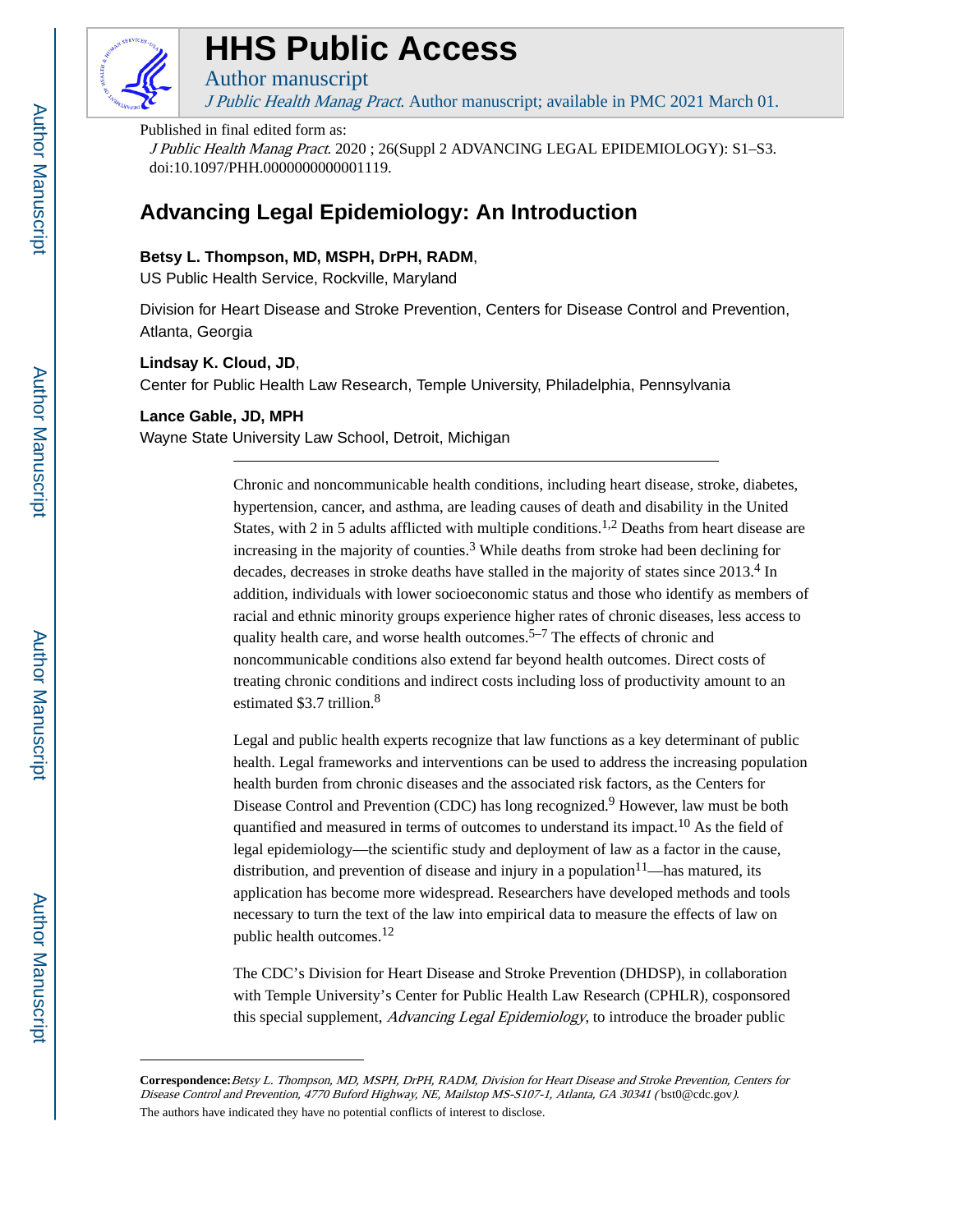# HHS Public Access

Author manuscript

*J Public Health Manag Pract*. Author manuscript; available in PMC 2021 March 01.

Published in final edited form as:

*J Public Health Manag Pract*. 2020 ; 26(Suppl 2 ADVANCING LEGAL EPIDEMIOLOGY): S1–S3. doi:10.1097/PHH.0000000000001119.

## Advancing Legal Epidemiology: An Introduction

**Betsy L. Thompson, MD, MSPH, DrPH, RADM**,

US Public Health Service, Rockville, Maryland

Division for Heart Disease and Stroke Prevention, Centers for Disease Control and Prevention, Atlanta, Georgia

**Lindsay K. Cloud, JD**,

Center for Public Health Law Research, Temple University, Philadelphia, Pennsylvania

**Lance Gable, JD, MPH**

Wayne State University Law School, Detroit, Michigan

---

Chronic and noncommunicable health conditions, including heart disease, stroke, diabetes, hypertension, cancer, and asthma, are leading causes of death and disability in the United States, with 2 in 5 adults afflicted with multiple conditions.[1,2] Deaths from heart disease are increasing in the majority of counties.[3] While deaths from stroke had been declining for decades, decreases in stroke deaths have stalled in the majority of states since 2013.[4] In addition, individuals with lower socioeconomic status and those who identify as members of racial and ethnic minority groups experience higher rates of chronic diseases, less access to quality health care, and worse health outcomes.[5–7] The effects of chronic and noncommunicable conditions also extend far beyond health outcomes. Direct costs of treating chronic conditions and indirect costs including loss of productivity amount to an estimated $3.7 trillion.[8]

Legal and public health experts recognize that law functions as a key determinant of public health. Legal frameworks and interventions can be used to address the increasing population health burden from chronic diseases and the associated risk factors, as the Centers for Disease Control and Prevention (CDC) has long recognized.[9] However, law must be both quantified and measured in terms of outcomes to understand its impact.[10] As the field of legal epidemiology—the scientific study and deployment of law as a factor in the cause, distribution, and prevention of disease and injury in a population[11]—has matured, its application has become more widespread. Researchers have developed methods and tools necessary to turn the text of the law into empirical data to measure the effects of law on public health outcomes.[12]

The CDC's Division for Heart Disease and Stroke Prevention (DHDSP), in collaboration with Temple University's Center for Public Health Law Research (CPHLR), cosponsored this special supplement, *Advancing Legal Epidemiology*, to introduce the broader public

---

**Correspondence:** *Betsy L. Thompson, MD, MSPH, DrPH, RADM, Division for Heart Disease and Stroke Prevention, Centers for Disease Control and Prevention, 4770 Buford Highway, NE, Mailstop MS-S107-1, Atlanta, GA 30341 (* bst0@cdc.gov*).*

The authors have indicated they have no potential conflicts of interest to disclose.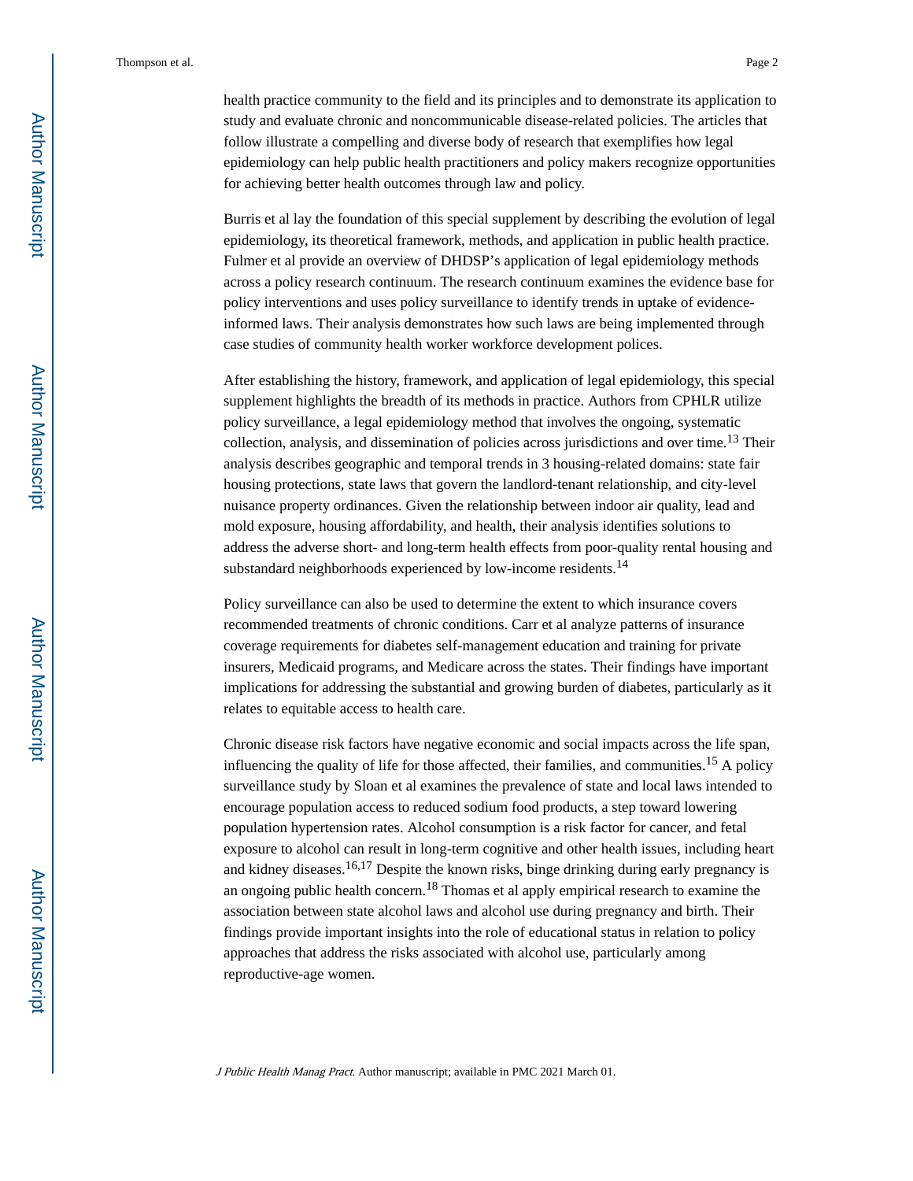health practice community to the field and its principles and to demonstrate its application to study and evaluate chronic and noncommunicable disease-related policies. The articles that follow illustrate a compelling and diverse body of research that exemplifies how legal epidemiology can help public health practitioners and policy makers recognize opportunities for achieving better health outcomes through law and policy.

Burris et al lay the foundation of this special supplement by describing the evolution of legal epidemiology, its theoretical framework, methods, and application in public health practice. Fulmer et al provide an overview of DHDSP's application of legal epidemiology methods across a policy research continuum. The research continuum examines the evidence base for policy interventions and uses policy surveillance to identify trends in uptake of evidence-informed laws. Their analysis demonstrates how such laws are being implemented through case studies of community health worker workforce development polices.

After establishing the history, framework, and application of legal epidemiology, this special supplement highlights the breadth of its methods in practice. Authors from CPHLR utilize policy surveillance, a legal epidemiology method that involves the ongoing, systematic collection, analysis, and dissemination of policies across jurisdictions and over time.[13] Their analysis describes geographic and temporal trends in 3 housing-related domains: state fair housing protections, state laws that govern the landlord-tenant relationship, and city-level nuisance property ordinances. Given the relationship between indoor air quality, lead and mold exposure, housing affordability, and health, their analysis identifies solutions to address the adverse short- and long-term health effects from poor-quality rental housing and substandard neighborhoods experienced by low-income residents.[14]

Policy surveillance can also be used to determine the extent to which insurance covers recommended treatments of chronic conditions. Carr et al analyze patterns of insurance coverage requirements for diabetes self-management education and training for private insurers, Medicaid programs, and Medicare across the states. Their findings have important implications for addressing the substantial and growing burden of diabetes, particularly as it relates to equitable access to health care.

Chronic disease risk factors have negative economic and social impacts across the life span, influencing the quality of life for those affected, their families, and communities.[15] A policy surveillance study by Sloan et al examines the prevalence of state and local laws intended to encourage population access to reduced sodium food products, a step toward lowering population hypertension rates. Alcohol consumption is a risk factor for cancer, and fetal exposure to alcohol can result in long-term cognitive and other health issues, including heart and kidney diseases.[16,17] Despite the known risks, binge drinking during early pregnancy is an ongoing public health concern.[18] Thomas et al apply empirical research to examine the association between state alcohol laws and alcohol use during pregnancy and birth. Their findings provide important insights into the role of educational status in relation to policy approaches that address the risks associated with alcohol use, particularly among reproductive-age women.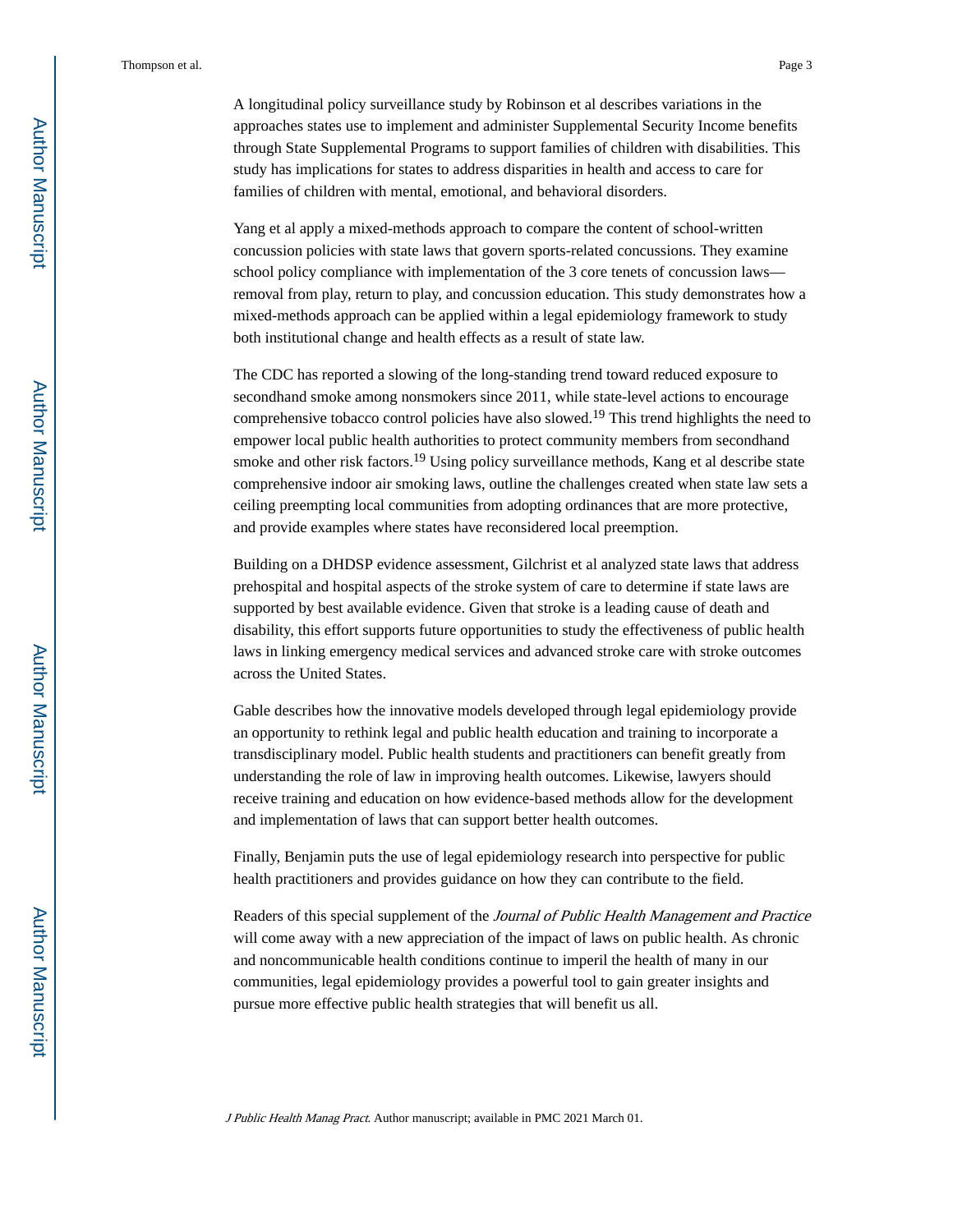A longitudinal policy surveillance study by Robinson et al describes variations in the approaches states use to implement and administer Supplemental Security Income benefits through State Supplemental Programs to support families of children with disabilities. This study has implications for states to address disparities in health and access to care for families of children with mental, emotional, and behavioral disorders.

Yang et al apply a mixed-methods approach to compare the content of school-written concussion policies with state laws that govern sports-related concussions. They examine school policy compliance with implementation of the 3 core tenets of concussion laws—removal from play, return to play, and concussion education. This study demonstrates how a mixed-methods approach can be applied within a legal epidemiology framework to study both institutional change and health effects as a result of state law.

The CDC has reported a slowing of the long-standing trend toward reduced exposure to secondhand smoke among nonsmokers since 2011, while state-level actions to encourage comprehensive tobacco control policies have also slowed.[19] This trend highlights the need to empower local public health authorities to protect community members from secondhand smoke and other risk factors.[19] Using policy surveillance methods, Kang et al describe state comprehensive indoor air smoking laws, outline the challenges created when state law sets a ceiling preempting local communities from adopting ordinances that are more protective, and provide examples where states have reconsidered local preemption.

Building on a DHDSP evidence assessment, Gilchrist et al analyzed state laws that address prehospital and hospital aspects of the stroke system of care to determine if state laws are supported by best available evidence. Given that stroke is a leading cause of death and disability, this effort supports future opportunities to study the effectiveness of public health laws in linking emergency medical services and advanced stroke care with stroke outcomes across the United States.

Gable describes how the innovative models developed through legal epidemiology provide an opportunity to rethink legal and public health education and training to incorporate a transdisciplinary model. Public health students and practitioners can benefit greatly from understanding the role of law in improving health outcomes. Likewise, lawyers should receive training and education on how evidence-based methods allow for the development and implementation of laws that can support better health outcomes.

Finally, Benjamin puts the use of legal epidemiology research into perspective for public health practitioners and provides guidance on how they can contribute to the field.

Readers of this special supplement of the *Journal of Public Health Management and Practice* will come away with a new appreciation of the impact of laws on public health. As chronic and noncommunicable health conditions continue to imperil the health of many in our communities, legal epidemiology provides a powerful tool to gain greater insights and pursue more effective public health strategies that will benefit us all.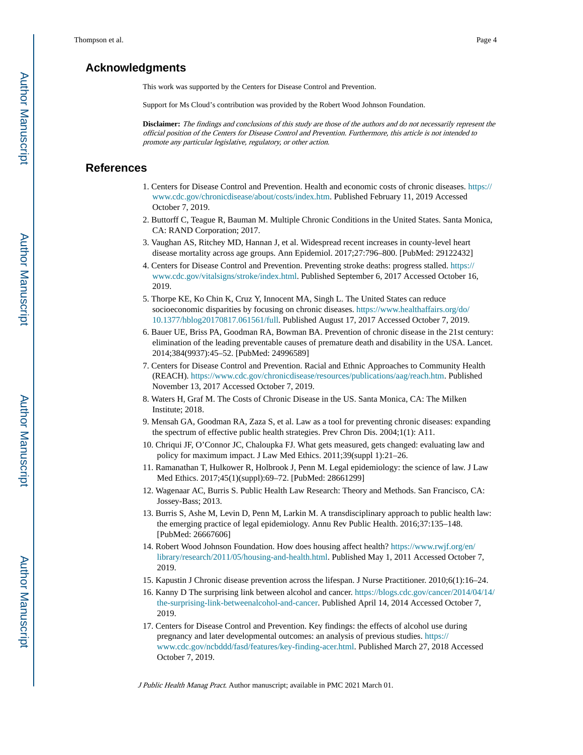## Acknowledgments

This work was supported by the Centers for Disease Control and Prevention.

Support for Ms Cloud's contribution was provided by the Robert Wood Johnson Foundation.

**Disclaimer:** *The findings and conclusions of this study are those of the authors and do not necessarily represent the official position of the Centers for Disease Control and Prevention. Furthermore, this article is not intended to promote any particular legislative, regulatory, or other action.*

## References

1. Centers for Disease Control and Prevention. Health and economic costs of chronic diseases. https://www.cdc.gov/chronicdisease/about/costs/index.htm. Published February 11, 2019 Accessed October 7, 2019.
2. Buttorff C, Teague R, Bauman M. Multiple Chronic Conditions in the United States. Santa Monica, CA: RAND Corporation; 2017.
3. Vaughan AS, Ritchey MD, Hannan J, et al. Widespread recent increases in county-level heart disease mortality across age groups. Ann Epidemiol. 2017;27:796–800. [PubMed: 29122432]
4. Centers for Disease Control and Prevention. Preventing stroke deaths: progress stalled. https://www.cdc.gov/vitalsigns/stroke/index.html. Published September 6, 2017 Accessed October 16, 2019.
5. Thorpe KE, Ko Chin K, Cruz Y, Innocent MA, Singh L. The United States can reduce socioeconomic disparities by focusing on chronic diseases. https://www.healthaffairs.org/do/10.1377/hblog20170817.061561/full. Published August 17, 2017 Accessed October 7, 2019.
6. Bauer UE, Briss PA, Goodman RA, Bowman BA. Prevention of chronic disease in the 21st century: elimination of the leading preventable causes of premature death and disability in the USA. Lancet. 2014;384(9937):45–52. [PubMed: 24996589]
7. Centers for Disease Control and Prevention. Racial and Ethnic Approaches to Community Health (REACH). https://www.cdc.gov/chronicdisease/resources/publications/aag/reach.htm. Published November 13, 2017 Accessed October 7, 2019.
8. Waters H, Graf M. The Costs of Chronic Disease in the US. Santa Monica, CA: The Milken Institute; 2018.
9. Mensah GA, Goodman RA, Zaza S, et al. Law as a tool for preventing chronic diseases: expanding the spectrum of effective public health strategies. Prev Chron Dis. 2004;1(1): A11.
10. Chriqui JF, O'Connor JC, Chaloupka FJ. What gets measured, gets changed: evaluating law and policy for maximum impact. J Law Med Ethics. 2011;39(suppl 1):21–26.
11. Ramanathan T, Hulkower R, Holbrook J, Penn M. Legal epidemiology: the science of law. J Law Med Ethics. 2017;45(1)(suppl):69–72. [PubMed: 28661299]
12. Wagenaar AC, Burris S. Public Health Law Research: Theory and Methods. San Francisco, CA: Jossey-Bass; 2013.
13. Burris S, Ashe M, Levin D, Penn M, Larkin M. A transdisciplinary approach to public health law: the emerging practice of legal epidemiology. Annu Rev Public Health. 2016;37:135–148. [PubMed: 26667606]
14. Robert Wood Johnson Foundation. How does housing affect health? https://www.rwjf.org/en/library/research/2011/05/housing-and-health.html. Published May 1, 2011 Accessed October 7, 2019.
15. Kapustin J Chronic disease prevention across the lifespan. J Nurse Practitioner. 2010;6(1):16–24.
16. Kanny D The surprising link between alcohol and cancer. https://blogs.cdc.gov/cancer/2014/04/14/the-surprising-link-betweenalcohol-and-cancer. Published April 14, 2014 Accessed October 7, 2019.
17. Centers for Disease Control and Prevention. Key findings: the effects of alcohol use during pregnancy and later developmental outcomes: an analysis of previous studies. https://www.cdc.gov/ncbddd/fasd/features/key-finding-acer.html. Published March 27, 2018 Accessed October 7, 2019.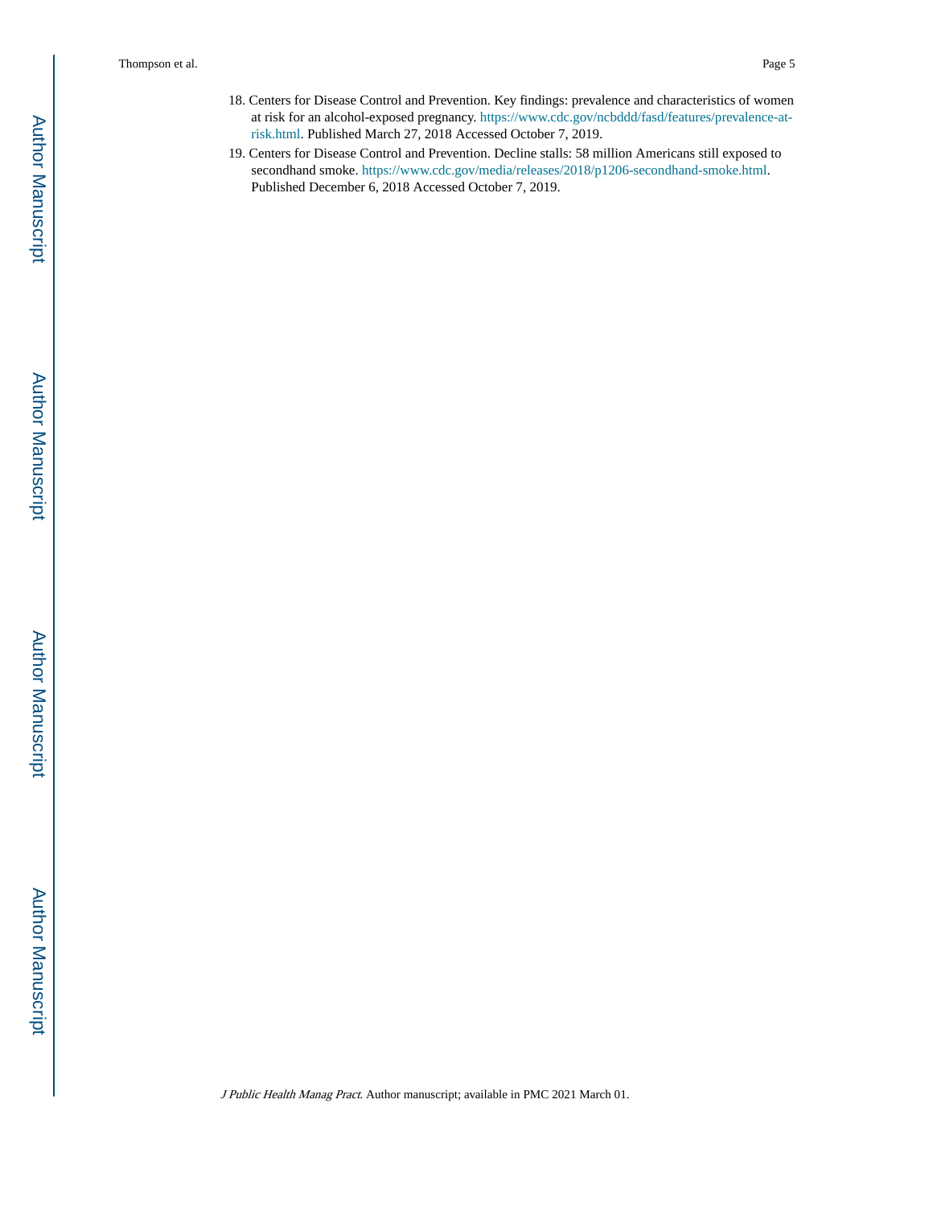18. Centers for Disease Control and Prevention. Key findings: prevalence and characteristics of women at risk for an alcohol-exposed pregnancy. https://www.cdc.gov/ncbddd/fasd/features/prevalence-at-risk.html. Published March 27, 2018 Accessed October 7, 2019.
19. Centers for Disease Control and Prevention. Decline stalls: 58 million Americans still exposed to secondhand smoke. https://www.cdc.gov/media/releases/2018/p1206-secondhand-smoke.html. Published December 6, 2018 Accessed October 7, 2019.